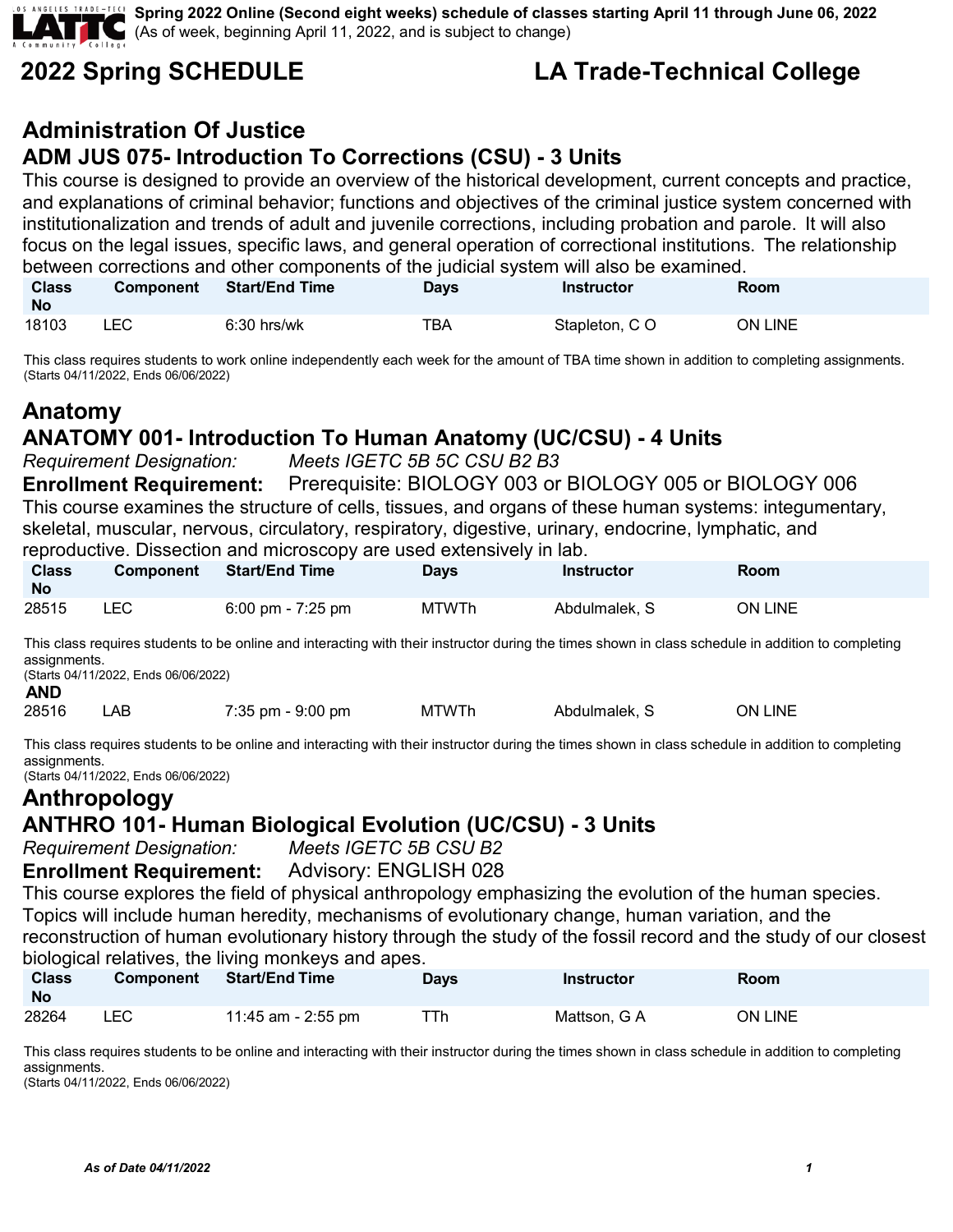Spring 2022 Online (Second eight weeks) schedule of classes starting April 11 through June 06, 2022
(As of week, beginning April 11, 2022, and is subject to change)

# 2022 Spring SCHEDULE LA Trade-Technical College

## Administration Of Justice

### ADM JUS 075- Introduction To Corrections (CSU) - 3 Units

This course is designed to provide an overview of the historical development, current concepts and practice, and explanations of criminal behavior; functions and objectives of the criminal justice system concerned with institutionalization and trends of adult and juvenile corrections, including probation and parole. It will also focus on the legal issues, specific laws, and general operation of correctional institutions. The relationship between corrections and other components of the judicial system will also be examined.

| Class No | Component | Start/End Time | Days | Instructor | Room |
|---|---|---|---|---|---|
| 18103 | LEC | 6:30 hrs/wk | TBA | Stapleton, C O | ON LINE |

This class requires students to work online independently each week for the amount of TBA time shown in addition to completing assignments.
(Starts 04/11/2022, Ends 06/06/2022)

## Anatomy

### ANATOMY 001- Introduction To Human Anatomy (UC/CSU) - 4 Units

*Requirement Designation:* *Meets IGETC 5B 5C CSU B2 B3*

**Enrollment Requirement:** Prerequisite: BIOLOGY 003 or BIOLOGY 005 or BIOLOGY 006

This course examines the structure of cells, tissues, and organs of these human systems: integumentary, skeletal, muscular, nervous, circulatory, respiratory, digestive, urinary, endocrine, lymphatic, and reproductive. Dissection and microscopy are used extensively in lab.

| Class No | Component | Start/End Time | Days | Instructor | Room |
|---|---|---|---|---|---|
| 28515 | LEC | 6:00 pm - 7:25 pm | MTWTh | Abdulmalek, S | ON LINE |

This class requires students to be online and interacting with their instructor during the times shown in class schedule in addition to completing assignments.
(Starts 04/11/2022, Ends 06/06/2022)

**AND**

| Class No | Component | Start/End Time | Days | Instructor | Room |
|---|---|---|---|---|---|
| 28516 | LAB | 7:35 pm - 9:00 pm | MTWTh | Abdulmalek, S | ON LINE |

This class requires students to be online and interacting with their instructor during the times shown in class schedule in addition to completing assignments.
(Starts 04/11/2022, Ends 06/06/2022)

## Anthropology

### ANTHRO 101- Human Biological Evolution (UC/CSU) - 3 Units

*Requirement Designation:* *Meets IGETC 5B CSU B2*

**Enrollment Requirement:** Advisory: ENGLISH 028

This course explores the field of physical anthropology emphasizing the evolution of the human species. Topics will include human heredity, mechanisms of evolutionary change, human variation, and the reconstruction of human evolutionary history through the study of the fossil record and the study of our closest biological relatives, the living monkeys and apes.

| Class No | Component | Start/End Time | Days | Instructor | Room |
|---|---|---|---|---|---|
| 28264 | LEC | 11:45 am - 2:55 pm | TTh | Mattson, G A | ON LINE |

This class requires students to be online and interacting with their instructor during the times shown in class schedule in addition to completing assignments.
(Starts 04/11/2022, Ends 06/06/2022)

*As of Date 04/11/2022*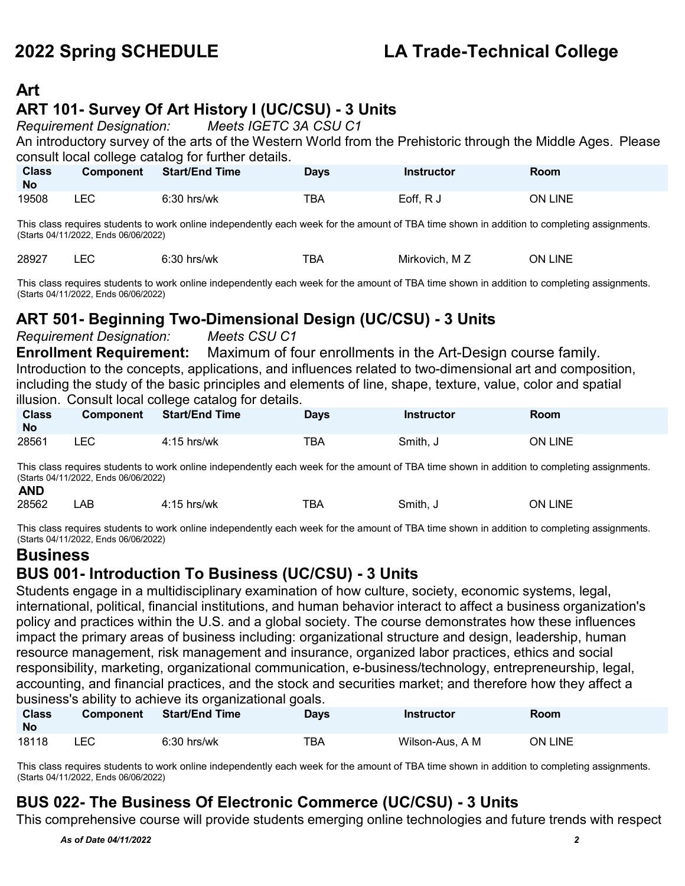# Art

## ART 101- Survey Of Art History I (UC/CSU) - 3 Units

*Requirement Designation:* *Meets IGETC 3A CSU C1*

An introductory survey of the arts of the Western World from the Prehistoric through the Middle Ages. Please consult local college catalog for further details.

| Class No | Component | Start/End Time | Days | Instructor | Room |
|---|---|---|---|---|---|
| 19508 | LEC | 6:30 hrs/wk | TBA | Eoff, R J | ON LINE |

This class requires students to work online independently each week for the amount of TBA time shown in addition to completing assignments. (Starts 04/11/2022, Ends 06/06/2022)

| Class No | Component | Start/End Time | Days | Instructor | Room |
|---|---|---|---|---|---|
| 28927 | LEC | 6:30 hrs/wk | TBA | Mirkovich, M Z | ON LINE |

This class requires students to work online independently each week for the amount of TBA time shown in addition to completing assignments. (Starts 04/11/2022, Ends 06/06/2022)

## ART 501- Beginning Two-Dimensional Design (UC/CSU) - 3 Units

*Requirement Designation:* *Meets CSU C1*

**Enrollment Requirement:** Maximum of four enrollments in the Art-Design course family.

Introduction to the concepts, applications, and influences related to two-dimensional art and composition, including the study of the basic principles and elements of line, shape, texture, value, color and spatial illusion. Consult local college catalog for details.

| Class No | Component | Start/End Time | Days | Instructor | Room |
|---|---|---|---|---|---|
| 28561 | LEC | 4:15 hrs/wk | TBA | Smith, J | ON LINE |

This class requires students to work online independently each week for the amount of TBA time shown in addition to completing assignments. (Starts 04/11/2022, Ends 06/06/2022)

**AND**

| Class No | Component | Start/End Time | Days | Instructor | Room |
|---|---|---|---|---|---|
| 28562 | LAB | 4:15 hrs/wk | TBA | Smith, J | ON LINE |

This class requires students to work online independently each week for the amount of TBA time shown in addition to completing assignments. (Starts 04/11/2022, Ends 06/06/2022)

# Business

## BUS 001- Introduction To Business (UC/CSU) - 3 Units

Students engage in a multidisciplinary examination of how culture, society, economic systems, legal, international, political, financial institutions, and human behavior interact to affect a business organization's policy and practices within the U.S. and a global society. The course demonstrates how these influences impact the primary areas of business including: organizational structure and design, leadership, human resource management, risk management and insurance, organized labor practices, ethics and social responsibility, marketing, organizational communication, e-business/technology, entrepreneurship, legal, accounting, and financial practices, and the stock and securities market; and therefore how they affect a business's ability to achieve its organizational goals.

| Class No | Component | Start/End Time | Days | Instructor | Room |
|---|---|---|---|---|---|
| 18118 | LEC | 6:30 hrs/wk | TBA | Wilson-Aus, A M | ON LINE |

This class requires students to work online independently each week for the amount of TBA time shown in addition to completing assignments. (Starts 04/11/2022, Ends 06/06/2022)

## BUS 022- The Business Of Electronic Commerce (UC/CSU) - 3 Units

This comprehensive course will provide students emerging online technologies and future trends with respect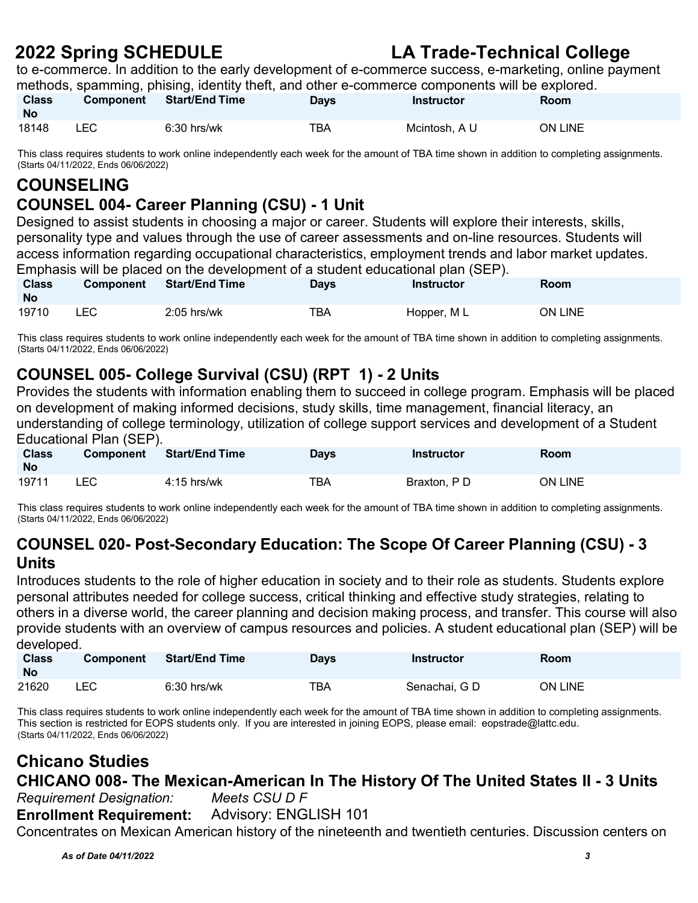to e-commerce. In addition to the early development of e-commerce success, e-marketing, online payment methods, spamming, phising, identity theft, and other e-commerce components will be explored.

| Class No | Component | Start/End Time | Days | Instructor | Room |
|---|---|---|---|---|---|
| 18148 | LEC | 6:30 hrs/wk | TBA | Mcintosh, A U | ON LINE |

This class requires students to work online independently each week for the amount of TBA time shown in addition to completing assignments. (Starts 04/11/2022, Ends 06/06/2022)

# COUNSELING

## COUNSEL 004- Career Planning (CSU) - 1 Unit

Designed to assist students in choosing a major or career. Students will explore their interests, skills, personality type and values through the use of career assessments and on-line resources. Students will access information regarding occupational characteristics, employment trends and labor market updates. Emphasis will be placed on the development of a student educational plan (SEP).

| Class No | Component | Start/End Time | Days | Instructor | Room |
|---|---|---|---|---|---|
| 19710 | LEC | 2:05 hrs/wk | TBA | Hopper, M L | ON LINE |

This class requires students to work online independently each week for the amount of TBA time shown in addition to completing assignments. (Starts 04/11/2022, Ends 06/06/2022)

## COUNSEL 005- College Survival (CSU) (RPT 1) - 2 Units

Provides the students with information enabling them to succeed in college program. Emphasis will be placed on development of making informed decisions, study skills, time management, financial literacy, an understanding of college terminology, utilization of college support services and development of a Student Educational Plan (SEP).

| Class No | Component | Start/End Time | Days | Instructor | Room |
|---|---|---|---|---|---|
| 19711 | LEC | 4:15 hrs/wk | TBA | Braxton, P D | ON LINE |

This class requires students to work online independently each week for the amount of TBA time shown in addition to completing assignments. (Starts 04/11/2022, Ends 06/06/2022)

## COUNSEL 020- Post-Secondary Education: The Scope Of Career Planning (CSU) - 3 Units

Introduces students to the role of higher education in society and to their role as students. Students explore personal attributes needed for college success, critical thinking and effective study strategies, relating to others in a diverse world, the career planning and decision making process, and transfer. This course will also provide students with an overview of campus resources and policies. A student educational plan (SEP) will be developed.

| Class No | Component | Start/End Time | Days | Instructor | Room |
|---|---|---|---|---|---|
| 21620 | LEC | 6:30 hrs/wk | TBA | Senachai, G D | ON LINE |

This class requires students to work online independently each week for the amount of TBA time shown in addition to completing assignments. This section is restricted for EOPS students only. If you are interested in joining EOPS, please email: eopstrade@lattc.edu. (Starts 04/11/2022, Ends 06/06/2022)

# Chicano Studies

## CHICANO 008- The Mexican-American In The History Of The United States II - 3 Units

*Requirement Designation:* *Meets CSU D F*

**Enrollment Requirement:** Advisory: ENGLISH 101

Concentrates on Mexican American history of the nineteenth and twentieth centuries. Discussion centers on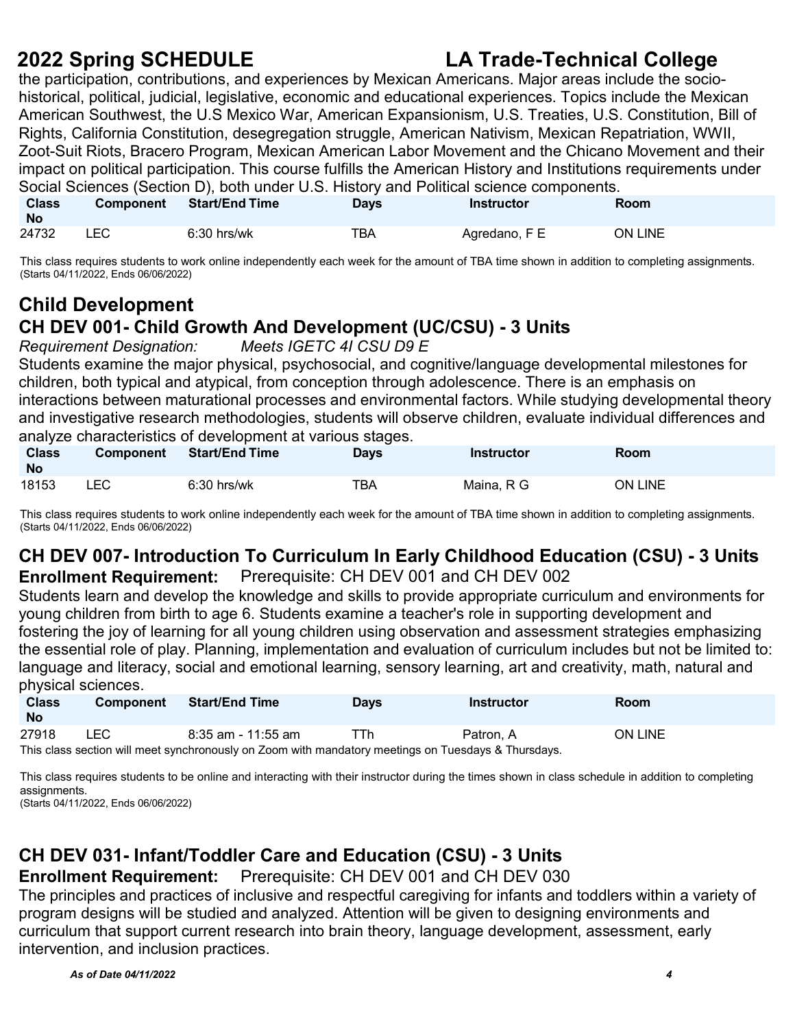the participation, contributions, and experiences by Mexican Americans. Major areas include the socio-historical, political, judicial, legislative, economic and educational experiences. Topics include the Mexican American Southwest, the U.S Mexico War, American Expansionism, U.S. Treaties, U.S. Constitution, Bill of Rights, California Constitution, desegregation struggle, American Nativism, Mexican Repatriation, WWII, Zoot-Suit Riots, Bracero Program, Mexican American Labor Movement and the Chicano Movement and their impact on political participation. This course fulfills the American History and Institutions requirements under Social Sciences (Section D), both under U.S. History and Political science components.

| Class No | Component | Start/End Time | Days | Instructor | Room |
|---|---|---|---|---|---|
| 24732 | LEC | 6:30 hrs/wk | TBA | Agredano, F E | ON LINE |

This class requires students to work online independently each week for the amount of TBA time shown in addition to completing assignments. (Starts 04/11/2022, Ends 06/06/2022)

## Child Development

### CH DEV 001- Child Growth And Development (UC/CSU) - 3 Units

*Requirement Designation:* *Meets IGETC 4I CSU D9 E*

Students examine the major physical, psychosocial, and cognitive/language developmental milestones for children, both typical and atypical, from conception through adolescence. There is an emphasis on interactions between maturational processes and environmental factors. While studying developmental theory and investigative research methodologies, students will observe children, evaluate individual differences and analyze characteristics of development at various stages.

| Class No | Component | Start/End Time | Days | Instructor | Room |
|---|---|---|---|---|---|
| 18153 | LEC | 6:30 hrs/wk | TBA | Maina, R G | ON LINE |

This class requires students to work online independently each week for the amount of TBA time shown in addition to completing assignments. (Starts 04/11/2022, Ends 06/06/2022)

### CH DEV 007- Introduction To Curriculum In Early Childhood Education (CSU) - 3 Units

**Enrollment Requirement:** Prerequisite: CH DEV 001 and CH DEV 002

Students learn and develop the knowledge and skills to provide appropriate curriculum and environments for young children from birth to age 6. Students examine a teacher's role in supporting development and fostering the joy of learning for all young children using observation and assessment strategies emphasizing the essential role of play. Planning, implementation and evaluation of curriculum includes but not be limited to: language and literacy, social and emotional learning, sensory learning, art and creativity, math, natural and physical sciences.

| Class No | Component | Start/End Time | Days | Instructor | Room |
|---|---|---|---|---|---|
| 27918 | LEC | 8:35 am - 11:55 am | TTh | Patron, A | ON LINE |

This class section will meet synchronously on Zoom with mandatory meetings on Tuesdays & Thursdays.

This class requires students to be online and interacting with their instructor during the times shown in class schedule in addition to completing assignments.
(Starts 04/11/2022, Ends 06/06/2022)

### CH DEV 031- Infant/Toddler Care and Education (CSU) - 3 Units

**Enrollment Requirement:** Prerequisite: CH DEV 001 and CH DEV 030

The principles and practices of inclusive and respectful caregiving for infants and toddlers within a variety of program designs will be studied and analyzed. Attention will be given to designing environments and curriculum that support current research into brain theory, language development, assessment, early intervention, and inclusion practices.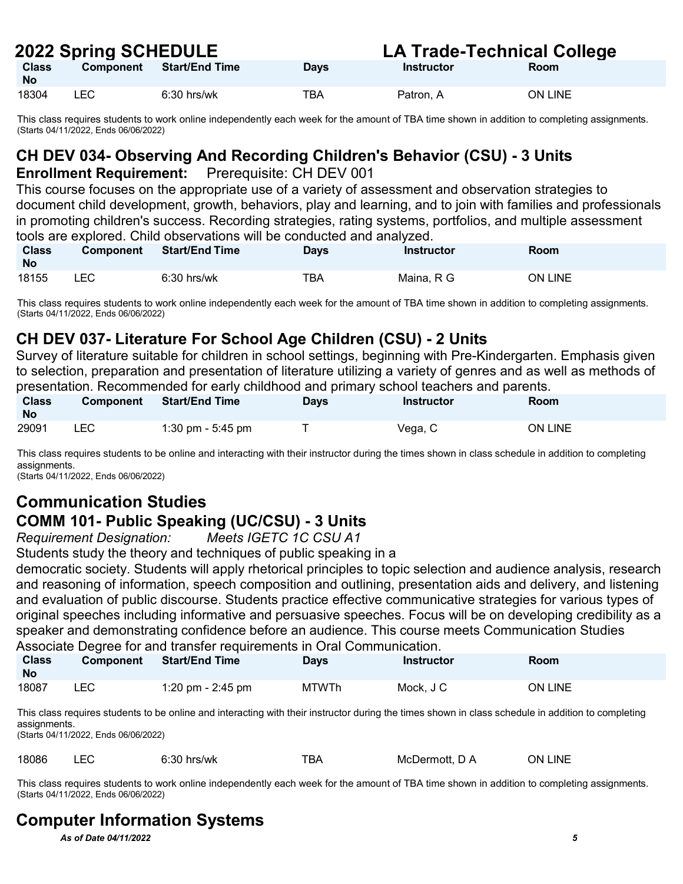| Class No | Component | Start/End Time | Days | Instructor | Room |
|---|---|---|---|---|---|
| 18304 | LEC | 6:30 hrs/wk | TBA | Patron, A | ON LINE |

This class requires students to work online independently each week for the amount of TBA time shown in addition to completing assignments.
(Starts 04/11/2022, Ends 06/06/2022)

### CH DEV 034- Observing And Recording Children's Behavior (CSU) - 3 Units

**Enrollment Requirement:** Prerequisite: CH DEV 001

This course focuses on the appropriate use of a variety of assessment and observation strategies to document child development, growth, behaviors, play and learning, and to join with families and professionals in promoting children's success. Recording strategies, rating systems, portfolios, and multiple assessment tools are explored. Child observations will be conducted and analyzed.

| Class No | Component | Start/End Time | Days | Instructor | Room |
|---|---|---|---|---|---|
| 18155 | LEC | 6:30 hrs/wk | TBA | Maina, R G | ON LINE |

This class requires students to work online independently each week for the amount of TBA time shown in addition to completing assignments.
(Starts 04/11/2022, Ends 06/06/2022)

### CH DEV 037- Literature For School Age Children (CSU) - 2 Units

Survey of literature suitable for children in school settings, beginning with Pre-Kindergarten. Emphasis given to selection, preparation and presentation of literature utilizing a variety of genres and as well as methods of presentation. Recommended for early childhood and primary school teachers and parents.

| Class No | Component | Start/End Time | Days | Instructor | Room |
|---|---|---|---|---|---|
| 29091 | LEC | 1:30 pm - 5:45 pm | T | Vega, C | ON LINE |

This class requires students to be online and interacting with their instructor during the times shown in class schedule in addition to completing assignments.
(Starts 04/11/2022, Ends 06/06/2022)

## Communication Studies

### COMM 101- Public Speaking (UC/CSU) - 3 Units

*Requirement Designation: Meets IGETC 1C CSU A1*

Students study the theory and techniques of public speaking in a democratic society. Students will apply rhetorical principles to topic selection and audience analysis, research and reasoning of information, speech composition and outlining, presentation aids and delivery, and listening and evaluation of public discourse. Students practice effective communicative strategies for various types of original speeches including informative and persuasive speeches. Focus will be on developing credibility as a speaker and demonstrating confidence before an audience. This course meets Communication Studies Associate Degree for and transfer requirements in Oral Communication.

| Class No | Component | Start/End Time | Days | Instructor | Room |
|---|---|---|---|---|---|
| 18087 | LEC | 1:20 pm - 2:45 pm | MTWTh | Mock, J C | ON LINE |

This class requires students to be online and interacting with their instructor during the times shown in class schedule in addition to completing assignments.
(Starts 04/11/2022, Ends 06/06/2022)

| Class No | Component | Start/End Time | Days | Instructor | Room |
|---|---|---|---|---|---|
| 18086 | LEC | 6:30 hrs/wk | TBA | McDermott, D A | ON LINE |

This class requires students to work online independently each week for the amount of TBA time shown in addition to completing assignments.
(Starts 04/11/2022, Ends 06/06/2022)

## Computer Information Systems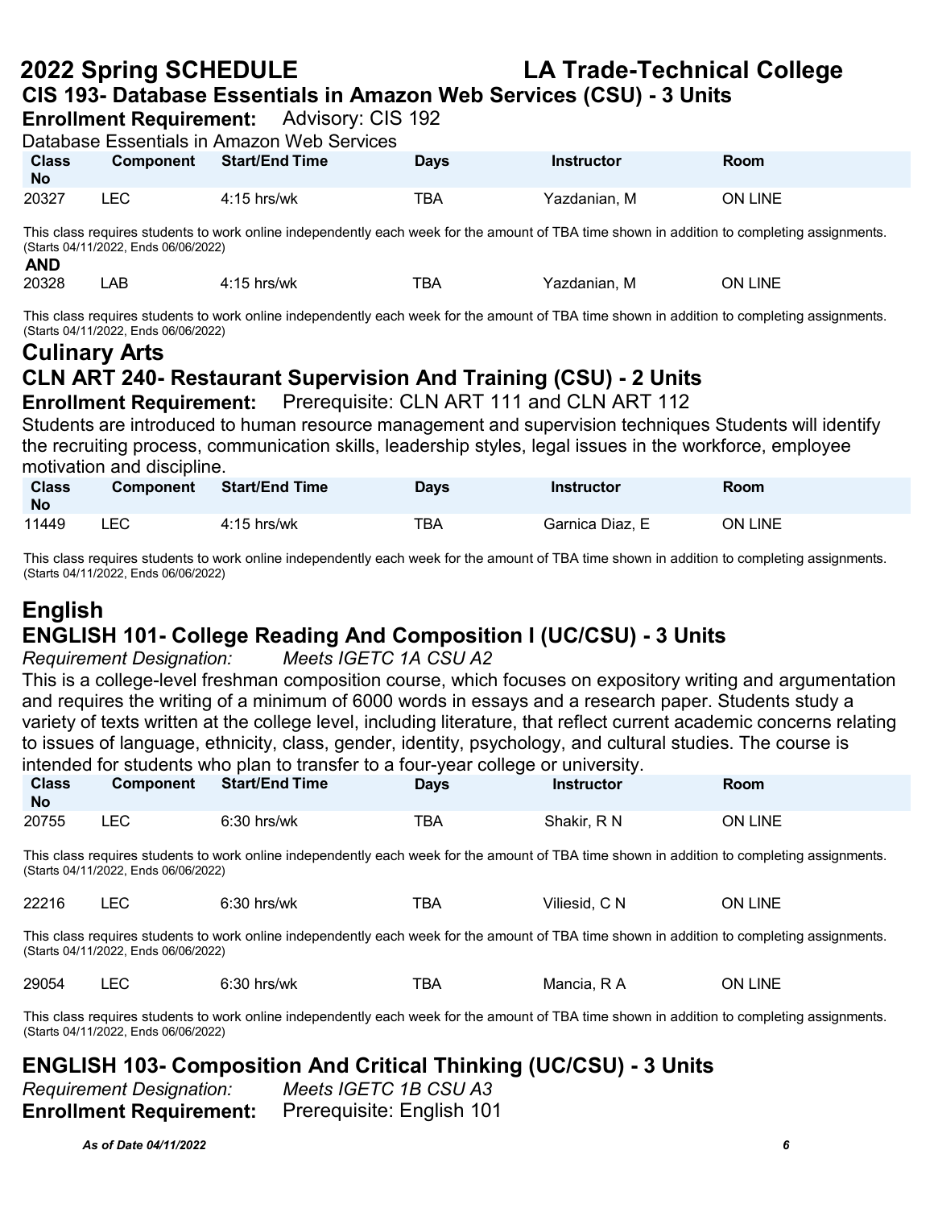## CIS 193- Database Essentials in Amazon Web Services (CSU) - 3 Units

**Enrollment Requirement:** Advisory: CIS 192

Database Essentials in Amazon Web Services

| Class No | Component | Start/End Time | Days | Instructor | Room |
|---|---|---|---|---|---|
| 20327 | LEC | 4:15 hrs/wk | TBA | Yazdanian, M | ON LINE |

This class requires students to work online independently each week for the amount of TBA time shown in addition to completing assignments. (Starts 04/11/2022, Ends 06/06/2022)

**AND**

| Class No | Component | Start/End Time | Days | Instructor | Room |
|---|---|---|---|---|---|
| 20328 | LAB | 4:15 hrs/wk | TBA | Yazdanian, M | ON LINE |

This class requires students to work online independently each week for the amount of TBA time shown in addition to completing assignments. (Starts 04/11/2022, Ends 06/06/2022)

# Culinary Arts

## CLN ART 240- Restaurant Supervision And Training (CSU) - 2 Units

**Enrollment Requirement:** Prerequisite: CLN ART 111 and CLN ART 112

Students are introduced to human resource management and supervision techniques Students will identify the recruiting process, communication skills, leadership styles, legal issues in the workforce, employee motivation and discipline.

| Class No | Component | Start/End Time | Days | Instructor | Room |
|---|---|---|---|---|---|
| 11449 | LEC | 4:15 hrs/wk | TBA | Garnica Diaz, E | ON LINE |

This class requires students to work online independently each week for the amount of TBA time shown in addition to completing assignments. (Starts 04/11/2022, Ends 06/06/2022)

# English

## ENGLISH 101- College Reading And Composition I (UC/CSU) - 3 Units

*Requirement Designation:* *Meets IGETC 1A CSU A2*

This is a college-level freshman composition course, which focuses on expository writing and argumentation and requires the writing of a minimum of 6000 words in essays and a research paper. Students study a variety of texts written at the college level, including literature, that reflect current academic concerns relating to issues of language, ethnicity, class, gender, identity, psychology, and cultural studies. The course is intended for students who plan to transfer to a four-year college or university.

| Class No | Component | Start/End Time | Days | Instructor | Room |
|---|---|---|---|---|---|
| 20755 | LEC | 6:30 hrs/wk | TBA | Shakir, R N | ON LINE |

This class requires students to work online independently each week for the amount of TBA time shown in addition to completing assignments. (Starts 04/11/2022, Ends 06/06/2022)

| Class No | Component | Start/End Time | Days | Instructor | Room |
|---|---|---|---|---|---|
| 22216 | LEC | 6:30 hrs/wk | TBA | Viliesid, C N | ON LINE |

This class requires students to work online independently each week for the amount of TBA time shown in addition to completing assignments. (Starts 04/11/2022, Ends 06/06/2022)

| Class No | Component | Start/End Time | Days | Instructor | Room |
|---|---|---|---|---|---|
| 29054 | LEC | 6:30 hrs/wk | TBA | Mancia, R A | ON LINE |

This class requires students to work online independently each week for the amount of TBA time shown in addition to completing assignments. (Starts 04/11/2022, Ends 06/06/2022)

## ENGLISH 103- Composition And Critical Thinking (UC/CSU) - 3 Units

*Requirement Designation:* *Meets IGETC 1B CSU A3*

**Enrollment Requirement:** Prerequisite: English 101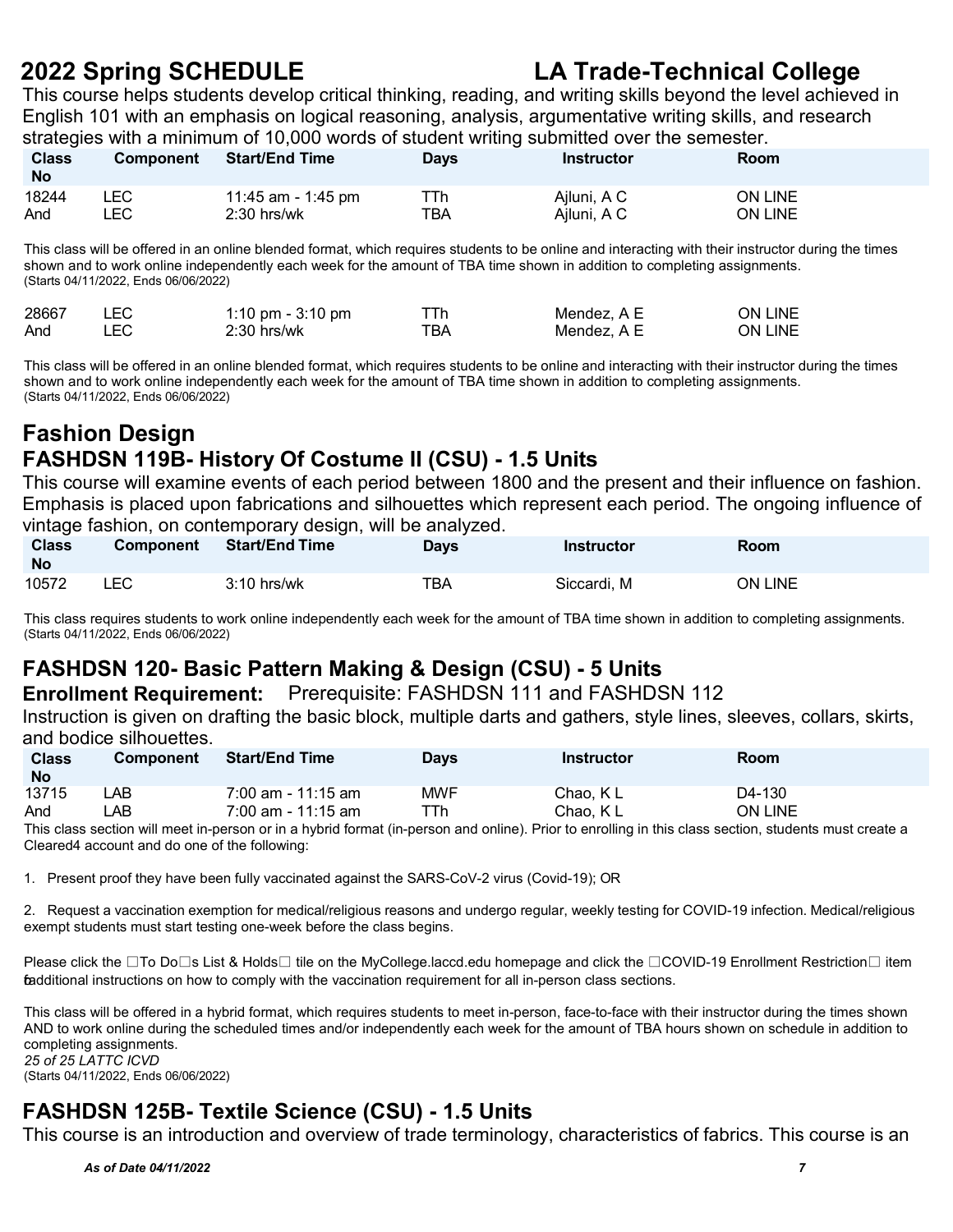This course helps students develop critical thinking, reading, and writing skills beyond the level achieved in English 101 with an emphasis on logical reasoning, analysis, argumentative writing skills, and research strategies with a minimum of 10,000 words of student writing submitted over the semester.

| Class No | Component | Start/End Time | Days | Instructor | Room |
|---|---|---|---|---|---|
| 18244 | LEC | 11:45 am - 1:45 pm | TTh | Ajluni, A C | ON LINE |
| And | LEC | 2:30 hrs/wk | TBA | Ajluni, A C | ON LINE |

This class will be offered in an online blended format, which requires students to be online and interacting with their instructor during the times shown and to work online independently each week for the amount of TBA time shown in addition to completing assignments.
(Starts 04/11/2022, Ends 06/06/2022)

| Class No | Component | Start/End Time | Days | Instructor | Room |
|---|---|---|---|---|---|
| 28667 | LEC | 1:10 pm - 3:10 pm | TTh | Mendez, A E | ON LINE |
| And | LEC | 2:30 hrs/wk | TBA | Mendez, A E | ON LINE |

This class will be offered in an online blended format, which requires students to be online and interacting with their instructor during the times shown and to work online independently each week for the amount of TBA time shown in addition to completing assignments.
(Starts 04/11/2022, Ends 06/06/2022)

# Fashion Design

## FASHDSN 119B- History Of Costume II (CSU) - 1.5 Units

This course will examine events of each period between 1800 and the present and their influence on fashion. Emphasis is placed upon fabrications and silhouettes which represent each period. The ongoing influence of vintage fashion, on contemporary design, will be analyzed.

| Class No | Component | Start/End Time | Days | Instructor | Room |
|---|---|---|---|---|---|
| 10572 | LEC | 3:10 hrs/wk | TBA | Siccardi, M | ON LINE |

This class requires students to work online independently each week for the amount of TBA time shown in addition to completing assignments.
(Starts 04/11/2022, Ends 06/06/2022)

## FASHDSN 120- Basic Pattern Making & Design (CSU) - 5 Units

**Enrollment Requirement:** Prerequisite: FASHDSN 111 and FASHDSN 112

Instruction is given on drafting the basic block, multiple darts and gathers, style lines, sleeves, collars, skirts, and bodice silhouettes.

| Class No | Component | Start/End Time | Days | Instructor | Room |
|---|---|---|---|---|---|
| 13715 | LAB | 7:00 am - 11:15 am | MWF | Chao, K L | D4-130 |
| And | LAB | 7:00 am - 11:15 am | TTh | Chao, K L | ON LINE |

This class section will meet in-person or in a hybrid format (in-person and online). Prior to enrolling in this class section, students must create a Cleared4 account and do one of the following:

1. Present proof they have been fully vaccinated against the SARS-CoV-2 virus (Covid-19); OR

2. Request a vaccination exemption for medical/religious reasons and undergo regular, weekly testing for COVID-19 infection. Medical/religious exempt students must start testing one-week before the class begins.

Please click the □To Do□s List & Holds□ tile on the MyCollege.laccd.edu homepage and click the □COVID-19 Enrollment Restriction□ item for additional instructions on how to comply with the vaccination requirement for all in-person class sections.

This class will be offered in a hybrid format, which requires students to meet in-person, face-to-face with their instructor during the times shown AND to work online during the scheduled times and/or independently each week for the amount of TBA hours shown on schedule in addition to completing assignments.
*25 of 25 LATTC ICVD*
(Starts 04/11/2022, Ends 06/06/2022)

## FASHDSN 125B- Textile Science (CSU) - 1.5 Units

This course is an introduction and overview of trade terminology, characteristics of fabrics. This course is an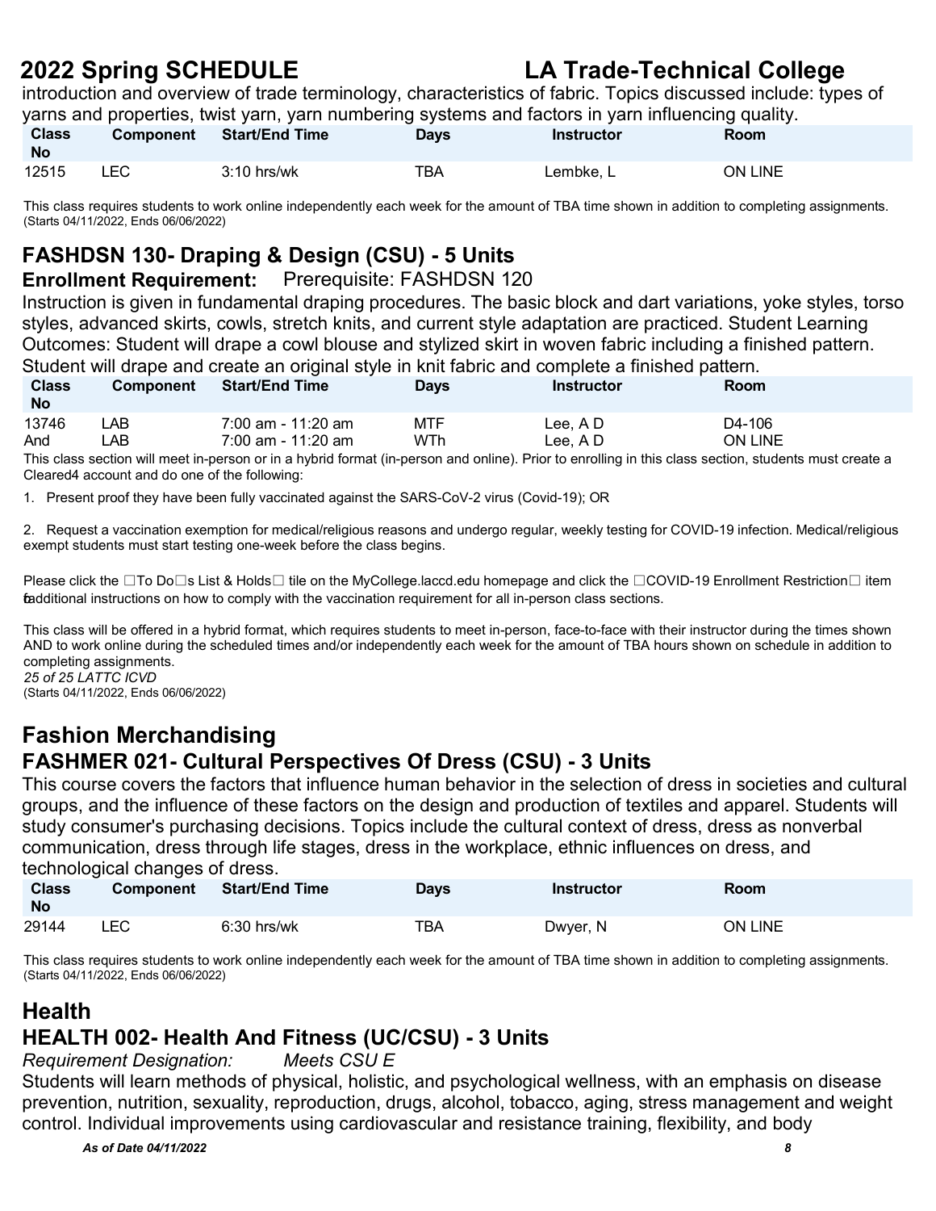introduction and overview of trade terminology, characteristics of fabric. Topics discussed include: types of yarns and properties, twist yarn, yarn numbering systems and factors in yarn influencing quality.

| Class No | Component | Start/End Time | Days | Instructor | Room |
|---|---|---|---|---|---|
| 12515 | LEC | 3:10 hrs/wk | TBA | Lembke, L | ON LINE |

This class requires students to work online independently each week for the amount of TBA time shown in addition to completing assignments.
(Starts 04/11/2022, Ends 06/06/2022)

## FASHDSN 130- Draping & Design (CSU) - 5 Units

**Enrollment Requirement:** Prerequisite: FASHDSN 120

Instruction is given in fundamental draping procedures. The basic block and dart variations, yoke styles, torso styles, advanced skirts, cowls, stretch knits, and current style adaptation are practiced. Student Learning Outcomes: Student will drape a cowl blouse and stylized skirt in woven fabric including a finished pattern. Student will drape and create an original style in knit fabric and complete a finished pattern.

| Class No | Component | Start/End Time | Days | Instructor | Room |
|---|---|---|---|---|---|
| 13746 | LAB | 7:00 am - 11:20 am | MTF | Lee, A D | D4-106 |
| And | LAB | 7:00 am - 11:20 am | WTh | Lee, A D | ON LINE |

This class section will meet in-person or in a hybrid format (in-person and online). Prior to enrolling in this class section, students must create a Cleared4 account and do one of the following:

1. Present proof they have been fully vaccinated against the SARS-CoV-2 virus (Covid-19); OR

2. Request a vaccination exemption for medical/religious reasons and undergo regular, weekly testing for COVID-19 infection. Medical/religious exempt students must start testing one-week before the class begins.

Please click the □To Do□s List & Holds□ tile on the MyCollege.laccd.edu homepage and click the □COVID-19 Enrollment Restriction□ item for additional instructions on how to comply with the vaccination requirement for all in-person class sections.

This class will be offered in a hybrid format, which requires students to meet in-person, face-to-face with their instructor during the times shown AND to work online during the scheduled times and/or independently each week for the amount of TBA hours shown on schedule in addition to completing assignments.
*25 of 25 LATTC ICVD*
(Starts 04/11/2022, Ends 06/06/2022)

# Fashion Merchandising

## FASHMER 021- Cultural Perspectives Of Dress (CSU) - 3 Units

This course covers the factors that influence human behavior in the selection of dress in societies and cultural groups, and the influence of these factors on the design and production of textiles and apparel. Students will study consumer's purchasing decisions. Topics include the cultural context of dress, dress as nonverbal communication, dress through life stages, dress in the workplace, ethnic influences on dress, and technological changes of dress.

| Class No | Component | Start/End Time | Days | Instructor | Room |
|---|---|---|---|---|---|
| 29144 | LEC | 6:30 hrs/wk | TBA | Dwyer, N | ON LINE |

This class requires students to work online independently each week for the amount of TBA time shown in addition to completing assignments.
(Starts 04/11/2022, Ends 06/06/2022)

# Health

## HEALTH 002- Health And Fitness (UC/CSU) - 3 Units

*Requirement Designation: Meets CSU E*

Students will learn methods of physical, holistic, and psychological wellness, with an emphasis on disease prevention, nutrition, sexuality, reproduction, drugs, alcohol, tobacco, aging, stress management and weight control. Individual improvements using cardiovascular and resistance training, flexibility, and body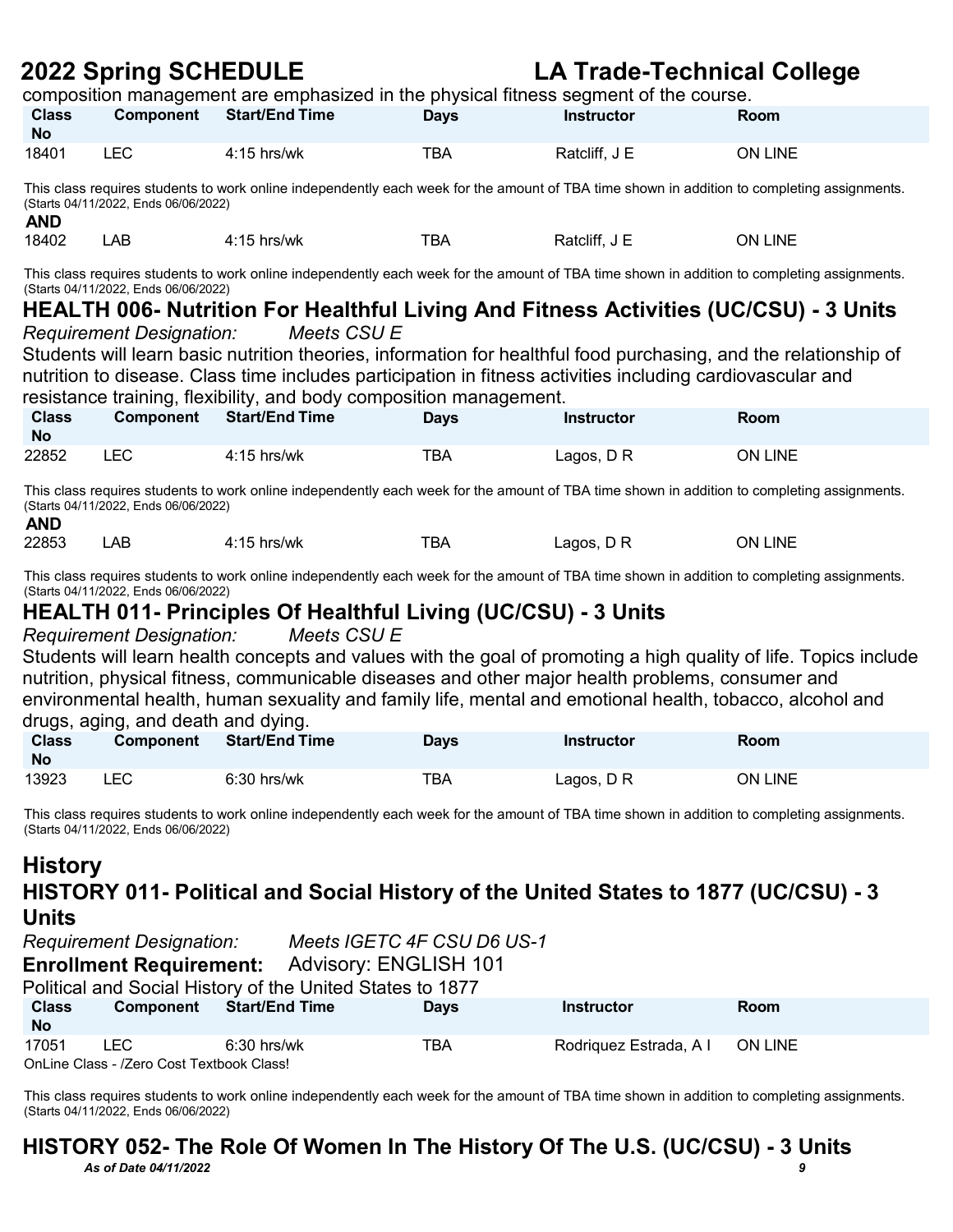composition management are emphasized in the physical fitness segment of the course.

| Class No | Component | Start/End Time | Days | Instructor | Room |
|---|---|---|---|---|---|
| 18401 | LEC | 4:15 hrs/wk | TBA | Ratcliff, J E | ON LINE |

This class requires students to work online independently each week for the amount of TBA time shown in addition to completing assignments. (Starts 04/11/2022, Ends 06/06/2022)

**AND**

| Class No | Component | Start/End Time | Days | Instructor | Room |
|---|---|---|---|---|---|
| 18402 | LAB | 4:15 hrs/wk | TBA | Ratcliff, J E | ON LINE |

This class requires students to work online independently each week for the amount of TBA time shown in addition to completing assignments. (Starts 04/11/2022, Ends 06/06/2022)

## HEALTH 006- Nutrition For Healthful Living And Fitness Activities (UC/CSU) - 3 Units

*Requirement Designation:* *Meets CSU E*

Students will learn basic nutrition theories, information for healthful food purchasing, and the relationship of nutrition to disease. Class time includes participation in fitness activities including cardiovascular and resistance training, flexibility, and body composition management.

| Class No | Component | Start/End Time | Days | Instructor | Room |
|---|---|---|---|---|---|
| 22852 | LEC | 4:15 hrs/wk | TBA | Lagos, D R | ON LINE |

This class requires students to work online independently each week for the amount of TBA time shown in addition to completing assignments. (Starts 04/11/2022, Ends 06/06/2022)

**AND**

| Class No | Component | Start/End Time | Days | Instructor | Room |
|---|---|---|---|---|---|
| 22853 | LAB | 4:15 hrs/wk | TBA | Lagos, D R | ON LINE |

This class requires students to work online independently each week for the amount of TBA time shown in addition to completing assignments. (Starts 04/11/2022, Ends 06/06/2022)

## HEALTH 011- Principles Of Healthful Living (UC/CSU) - 3 Units

*Requirement Designation:* *Meets CSU E*

Students will learn health concepts and values with the goal of promoting a high quality of life. Topics include nutrition, physical fitness, communicable diseases and other major health problems, consumer and environmental health, human sexuality and family life, mental and emotional health, tobacco, alcohol and drugs, aging, and death and dying.

| Class No | Component | Start/End Time | Days | Instructor | Room |
|---|---|---|---|---|---|
| 13923 | LEC | 6:30 hrs/wk | TBA | Lagos, D R | ON LINE |

This class requires students to work online independently each week for the amount of TBA time shown in addition to completing assignments. (Starts 04/11/2022, Ends 06/06/2022)

# History

## HISTORY 011- Political and Social History of the United States to 1877 (UC/CSU) - 3 Units

*Requirement Designation:* *Meets IGETC 4F CSU D6 US-1*

**Enrollment Requirement:** Advisory: ENGLISH 101

Political and Social History of the United States to 1877

| Class No | Component | Start/End Time | Days | Instructor | Room |
|---|---|---|---|---|---|
| 17051 | LEC | 6:30 hrs/wk | TBA | Rodriquez Estrada, A I | ON LINE |

OnLine Class - /Zero Cost Textbook Class!

This class requires students to work online independently each week for the amount of TBA time shown in addition to completing assignments. (Starts 04/11/2022, Ends 06/06/2022)

## HISTORY 052- The Role Of Women In The History Of The U.S. (UC/CSU) - 3 Units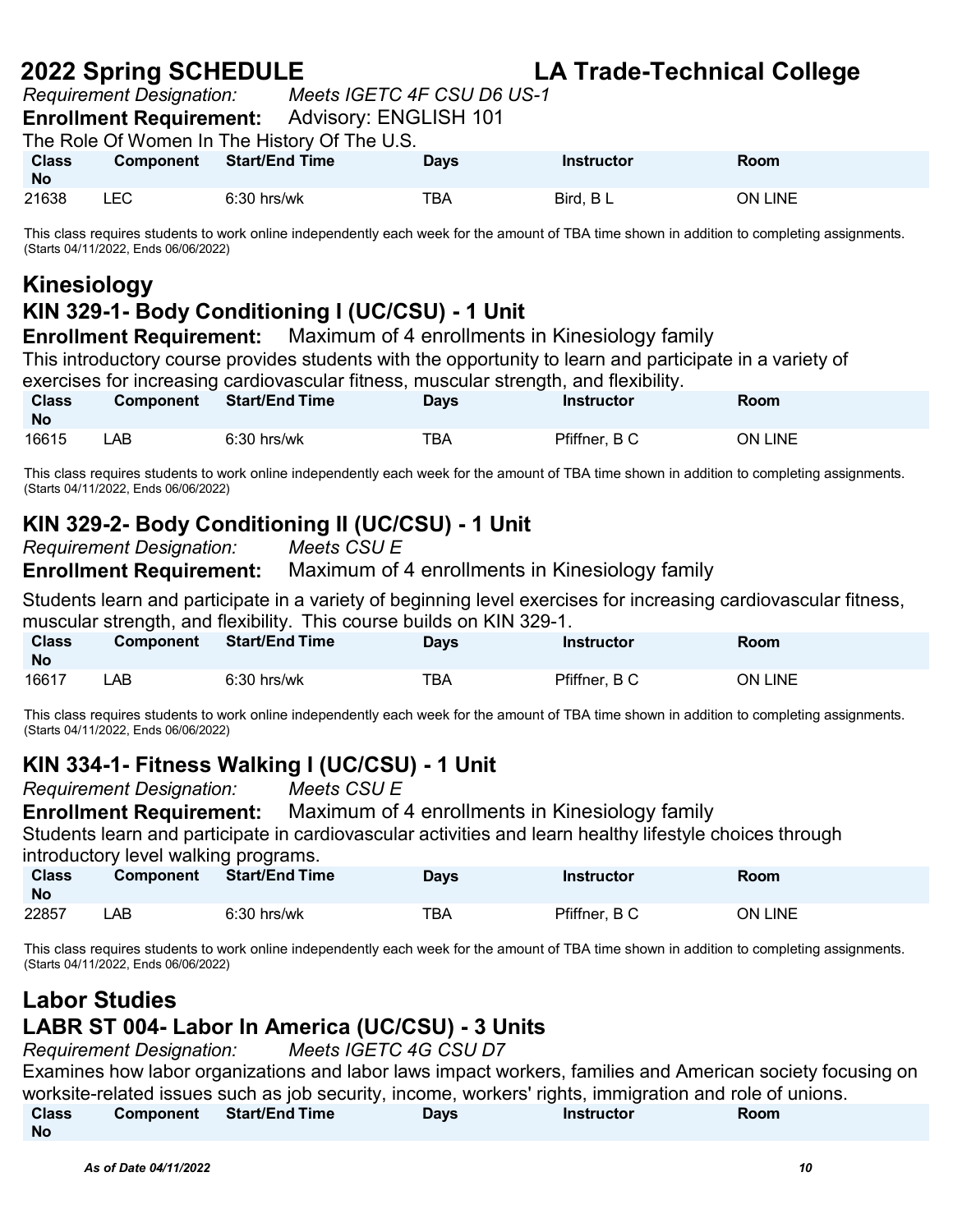*Requirement Designation:* *Meets IGETC 4F CSU D6 US-1*

**Enrollment Requirement:** Advisory: ENGLISH 101

The Role Of Women In The History Of The U.S.

| Class No | Component | Start/End Time | Days | Instructor | Room |
|---|---|---|---|---|---|
| 21638 | LEC | 6:30 hrs/wk | TBA | Bird, B L | ON LINE |

This class requires students to work online independently each week for the amount of TBA time shown in addition to completing assignments. (Starts 04/11/2022, Ends 06/06/2022)

## Kinesiology

### KIN 329-1- Body Conditioning I (UC/CSU) - 1 Unit

**Enrollment Requirement:** Maximum of 4 enrollments in Kinesiology family

This introductory course provides students with the opportunity to learn and participate in a variety of exercises for increasing cardiovascular fitness, muscular strength, and flexibility.

| Class No | Component | Start/End Time | Days | Instructor | Room |
|---|---|---|---|---|---|
| 16615 | LAB | 6:30 hrs/wk | TBA | Pfiffner, B C | ON LINE |

This class requires students to work online independently each week for the amount of TBA time shown in addition to completing assignments. (Starts 04/11/2022, Ends 06/06/2022)

### KIN 329-2- Body Conditioning II (UC/CSU) - 1 Unit

*Requirement Designation:* *Meets CSU E*

**Enrollment Requirement:** Maximum of 4 enrollments in Kinesiology family

Students learn and participate in a variety of beginning level exercises for increasing cardiovascular fitness, muscular strength, and flexibility. This course builds on KIN 329-1.

| Class No | Component | Start/End Time | Days | Instructor | Room |
|---|---|---|---|---|---|
| 16617 | LAB | 6:30 hrs/wk | TBA | Pfiffner, B C | ON LINE |

This class requires students to work online independently each week for the amount of TBA time shown in addition to completing assignments. (Starts 04/11/2022, Ends 06/06/2022)

### KIN 334-1- Fitness Walking I (UC/CSU) - 1 Unit

*Requirement Designation:* *Meets CSU E*

**Enrollment Requirement:** Maximum of 4 enrollments in Kinesiology family

Students learn and participate in cardiovascular activities and learn healthy lifestyle choices through introductory level walking programs.

| Class No | Component | Start/End Time | Days | Instructor | Room |
|---|---|---|---|---|---|
| 22857 | LAB | 6:30 hrs/wk | TBA | Pfiffner, B C | ON LINE |

This class requires students to work online independently each week for the amount of TBA time shown in addition to completing assignments. (Starts 04/11/2022, Ends 06/06/2022)

## Labor Studies

### LABR ST 004- Labor In America (UC/CSU) - 3 Units

*Requirement Designation:* *Meets IGETC 4G CSU D7*

Examines how labor organizations and labor laws impact workers, families and American society focusing on worksite-related issues such as job security, income, workers' rights, immigration and role of unions.

| Class No | Component | Start/End Time | Days | Instructor | Room |
|---|---|---|---|---|---|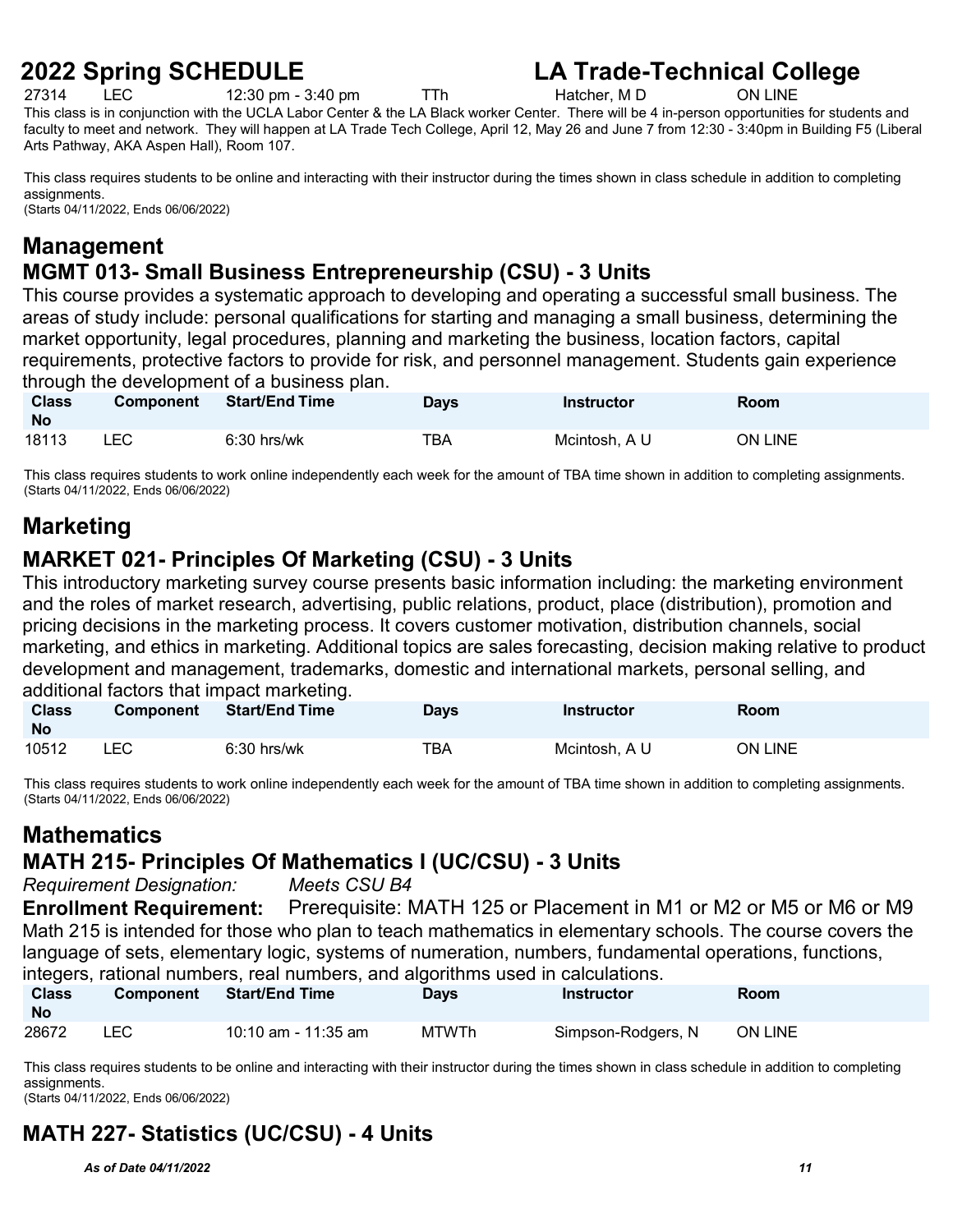| 27314 | LEC | 12:30 pm - 3:40 pm | TTh | Hatcher, M D | ON LINE |
|---|---|---|---|---|---|

This class is in conjunction with the UCLA Labor Center & the LA Black worker Center. There will be 4 in-person opportunities for students and faculty to meet and network. They will happen at LA Trade Tech College, April 12, May 26 and June 7 from 12:30 - 3:40pm in Building F5 (Liberal Arts Pathway, AKA Aspen Hall), Room 107.

This class requires students to be online and interacting with their instructor during the times shown in class schedule in addition to completing assignments.
(Starts 04/11/2022, Ends 06/06/2022)

# Management

## MGMT 013- Small Business Entrepreneurship (CSU) - 3 Units

This course provides a systematic approach to developing and operating a successful small business. The areas of study include: personal qualifications for starting and managing a small business, determining the market opportunity, legal procedures, planning and marketing the business, location factors, capital requirements, protective factors to provide for risk, and personnel management. Students gain experience through the development of a business plan.

| Class No | Component | Start/End Time | Days | Instructor | Room |
|---|---|---|---|---|---|
| 18113 | LEC | 6:30 hrs/wk | TBA | Mcintosh, A U | ON LINE |

This class requires students to work online independently each week for the amount of TBA time shown in addition to completing assignments.
(Starts 04/11/2022, Ends 06/06/2022)

# Marketing

## MARKET 021- Principles Of Marketing (CSU) - 3 Units

This introductory marketing survey course presents basic information including: the marketing environment and the roles of market research, advertising, public relations, product, place (distribution), promotion and pricing decisions in the marketing process. It covers customer motivation, distribution channels, social marketing, and ethics in marketing. Additional topics are sales forecasting, decision making relative to product development and management, trademarks, domestic and international markets, personal selling, and additional factors that impact marketing.

| Class No | Component | Start/End Time | Days | Instructor | Room |
|---|---|---|---|---|---|
| 10512 | LEC | 6:30 hrs/wk | TBA | Mcintosh, A U | ON LINE |

This class requires students to work online independently each week for the amount of TBA time shown in addition to completing assignments.
(Starts 04/11/2022, Ends 06/06/2022)

# Mathematics

## MATH 215- Principles Of Mathematics I (UC/CSU) - 3 Units

*Requirement Designation:* *Meets CSU B4*

**Enrollment Requirement:** Prerequisite: MATH 125 or Placement in M1 or M2 or M5 or M6 or M9

Math 215 is intended for those who plan to teach mathematics in elementary schools. The course covers the language of sets, elementary logic, systems of numeration, numbers, fundamental operations, functions, integers, rational numbers, real numbers, and algorithms used in calculations.

| Class No | Component | Start/End Time | Days | Instructor | Room |
|---|---|---|---|---|---|
| 28672 | LEC | 10:10 am - 11:35 am | MTWTh | Simpson-Rodgers, N | ON LINE |

This class requires students to be online and interacting with their instructor during the times shown in class schedule in addition to completing assignments.
(Starts 04/11/2022, Ends 06/06/2022)

## MATH 227- Statistics (UC/CSU) - 4 Units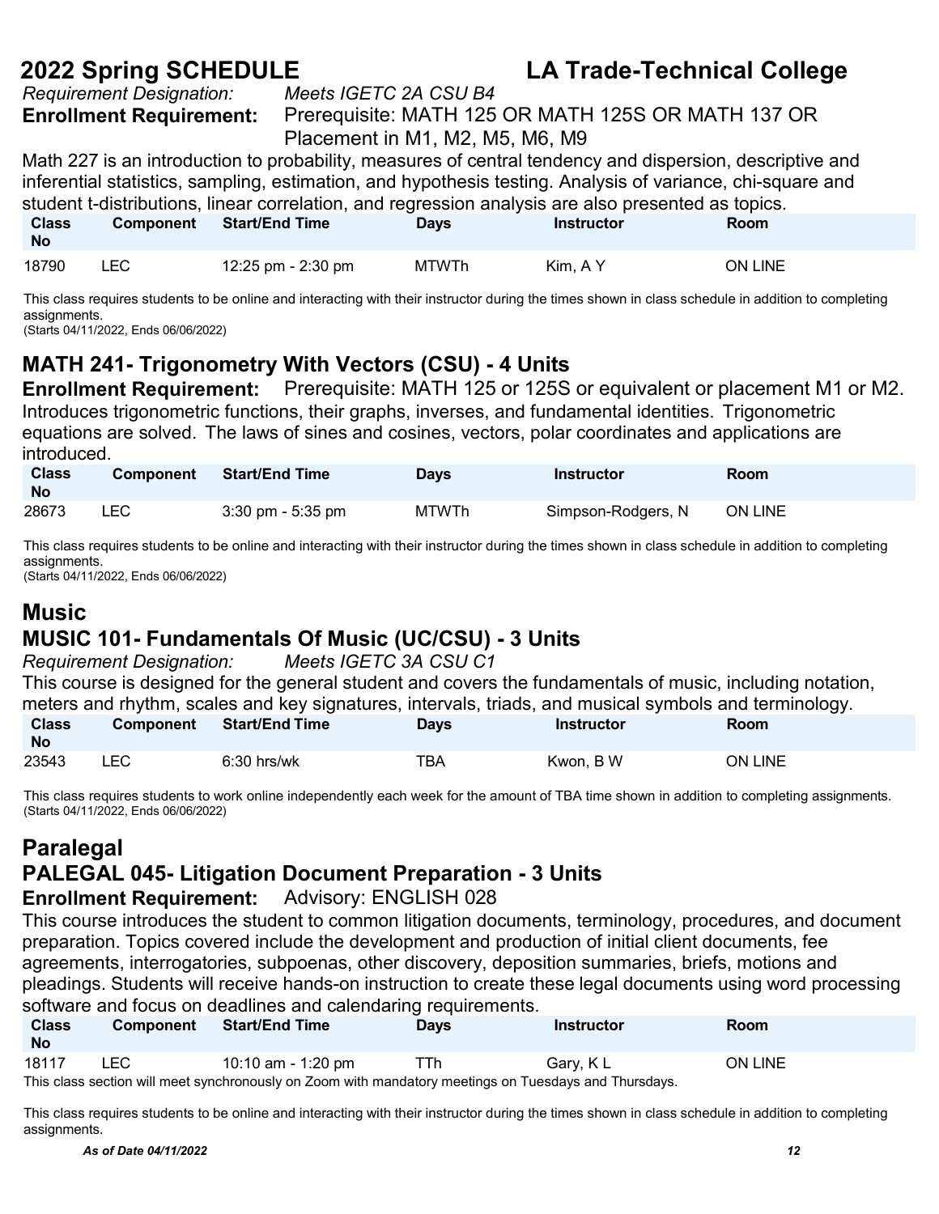*Requirement Designation:* *Meets IGETC 2A CSU B4*

**Enrollment Requirement:** Prerequisite: MATH 125 OR MATH 125S OR MATH 137 OR Placement in M1, M2, M5, M6, M9

Math 227 is an introduction to probability, measures of central tendency and dispersion, descriptive and inferential statistics, sampling, estimation, and hypothesis testing. Analysis of variance, chi-square and student t-distributions, linear correlation, and regression analysis are also presented as topics.

| Class No | Component | Start/End Time | Days | Instructor | Room |
|---|---|---|---|---|---|
| 18790 | LEC | 12:25 pm - 2:30 pm | MTWTh | Kim, A Y | ON LINE |

This class requires students to be online and interacting with their instructor during the times shown in class schedule in addition to completing assignments.
(Starts 04/11/2022, Ends 06/06/2022)

### MATH 241- Trigonometry With Vectors (CSU) - 4 Units

**Enrollment Requirement:** Prerequisite: MATH 125 or 125S or equivalent or placement M1 or M2.

Introduces trigonometric functions, their graphs, inverses, and fundamental identities. Trigonometric equations are solved. The laws of sines and cosines, vectors, polar coordinates and applications are introduced.

| Class No | Component | Start/End Time | Days | Instructor | Room |
|---|---|---|---|---|---|
| 28673 | LEC | 3:30 pm - 5:35 pm | MTWTh | Simpson-Rodgers, N | ON LINE |

This class requires students to be online and interacting with their instructor during the times shown in class schedule in addition to completing assignments.
(Starts 04/11/2022, Ends 06/06/2022)

## Music

### MUSIC 101- Fundamentals Of Music (UC/CSU) - 3 Units

*Requirement Designation:* *Meets IGETC 3A CSU C1*

This course is designed for the general student and covers the fundamentals of music, including notation, meters and rhythm, scales and key signatures, intervals, triads, and musical symbols and terminology.

| Class No | Component | Start/End Time | Days | Instructor | Room |
|---|---|---|---|---|---|
| 23543 | LEC | 6:30 hrs/wk | TBA | Kwon, B W | ON LINE |

This class requires students to work online independently each week for the amount of TBA time shown in addition to completing assignments.
(Starts 04/11/2022, Ends 06/06/2022)

## Paralegal

### PALEGAL 045- Litigation Document Preparation - 3 Units

**Enrollment Requirement:** Advisory: ENGLISH 028

This course introduces the student to common litigation documents, terminology, procedures, and document preparation. Topics covered include the development and production of initial client documents, fee agreements, interrogatories, subpoenas, other discovery, deposition summaries, briefs, motions and pleadings. Students will receive hands-on instruction to create these legal documents using word processing software and focus on deadlines and calendaring requirements.

| Class No | Component | Start/End Time | Days | Instructor | Room |
|---|---|---|---|---|---|
| 18117 | LEC | 10:10 am - 1:20 pm | TTh | Gary, K L | ON LINE |

This class section will meet synchronously on Zoom with mandatory meetings on Tuesdays and Thursdays.

This class requires students to be online and interacting with their instructor during the times shown in class schedule in addition to completing assignments.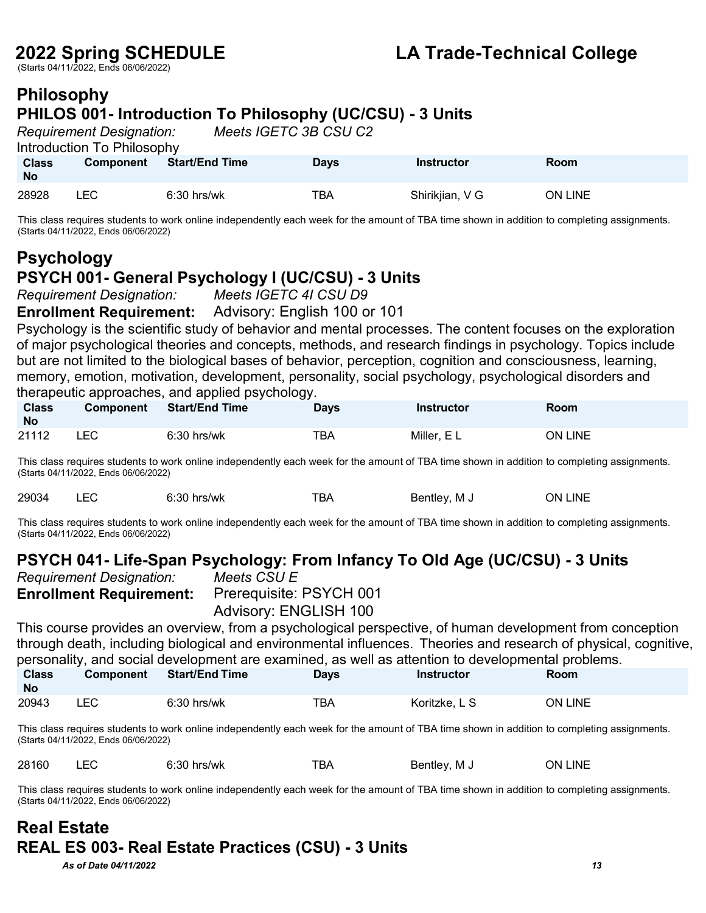# Philosophy

## PHILOS 001- Introduction To Philosophy (UC/CSU) - 3 Units

*Requirement Designation:* *Meets IGETC 3B CSU C2*

Introduction To Philosophy

| Class No | Component | Start/End Time | Days | Instructor | Room |
|---|---|---|---|---|---|
| 28928 | LEC | 6:30 hrs/wk | TBA | Shirikjian, V G | ON LINE |

This class requires students to work online independently each week for the amount of TBA time shown in addition to completing assignments. (Starts 04/11/2022, Ends 06/06/2022)

# Psychology

## PSYCH 001- General Psychology I (UC/CSU) - 3 Units

*Requirement Designation:* *Meets IGETC 4I CSU D9*

**Enrollment Requirement:** Advisory: English 100 or 101

Psychology is the scientific study of behavior and mental processes. The content focuses on the exploration of major psychological theories and concepts, methods, and research findings in psychology. Topics include but are not limited to the biological bases of behavior, perception, cognition and consciousness, learning, memory, emotion, motivation, development, personality, social psychology, psychological disorders and therapeutic approaches, and applied psychology.

| Class No | Component | Start/End Time | Days | Instructor | Room |
|---|---|---|---|---|---|
| 21112 | LEC | 6:30 hrs/wk | TBA | Miller, E L | ON LINE |

This class requires students to work online independently each week for the amount of TBA time shown in addition to completing assignments. (Starts 04/11/2022, Ends 06/06/2022)

| Class No | Component | Start/End Time | Days | Instructor | Room |
|---|---|---|---|---|---|
| 29034 | LEC | 6:30 hrs/wk | TBA | Bentley, M J | ON LINE |

This class requires students to work online independently each week for the amount of TBA time shown in addition to completing assignments. (Starts 04/11/2022, Ends 06/06/2022)

## PSYCH 041- Life-Span Psychology: From Infancy To Old Age (UC/CSU) - 3 Units

*Requirement Designation:* *Meets CSU E*

**Enrollment Requirement:** Prerequisite: PSYCH 001
Advisory: ENGLISH 100

This course provides an overview, from a psychological perspective, of human development from conception through death, including biological and environmental influences. Theories and research of physical, cognitive, personality, and social development are examined, as well as attention to developmental problems.

| Class No | Component | Start/End Time | Days | Instructor | Room |
|---|---|---|---|---|---|
| 20943 | LEC | 6:30 hrs/wk | TBA | Koritzke, L S | ON LINE |

This class requires students to work online independently each week for the amount of TBA time shown in addition to completing assignments. (Starts 04/11/2022, Ends 06/06/2022)

| Class No | Component | Start/End Time | Days | Instructor | Room |
|---|---|---|---|---|---|
| 28160 | LEC | 6:30 hrs/wk | TBA | Bentley, M J | ON LINE |

This class requires students to work online independently each week for the amount of TBA time shown in addition to completing assignments. (Starts 04/11/2022, Ends 06/06/2022)

# Real Estate

## REAL ES 003- Real Estate Practices (CSU) - 3 Units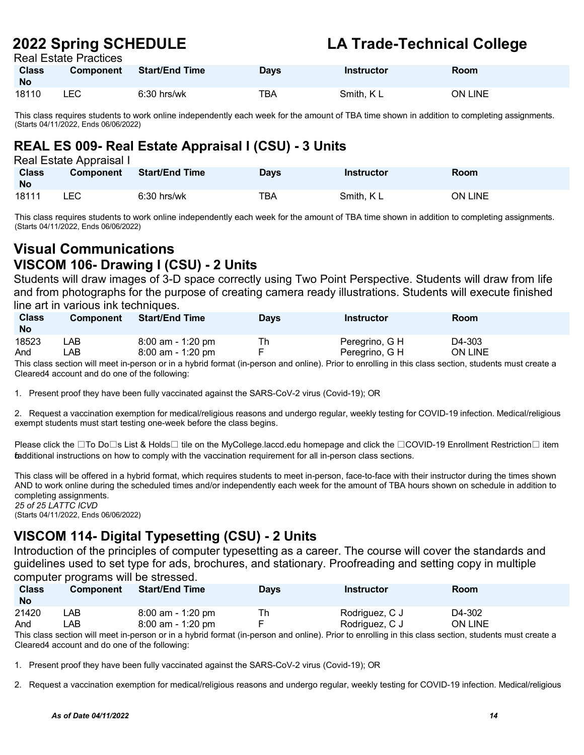Real Estate Practices

| Class No | Component | Start/End Time | Days | Instructor | Room |
|---|---|---|---|---|---|
| 18110 | LEC | 6:30 hrs/wk | TBA | Smith, K L | ON LINE |

This class requires students to work online independently each week for the amount of TBA time shown in addition to completing assignments.
(Starts 04/11/2022, Ends 06/06/2022)

## REAL ES 009- Real Estate Appraisal I (CSU) - 3 Units

Real Estate Appraisal I

| Class No | Component | Start/End Time | Days | Instructor | Room |
|---|---|---|---|---|---|
| 18111 | LEC | 6:30 hrs/wk | TBA | Smith, K L | ON LINE |

This class requires students to work online independently each week for the amount of TBA time shown in addition to completing assignments.
(Starts 04/11/2022, Ends 06/06/2022)

# Visual Communications

## VISCOM 106- Drawing I (CSU) - 2 Units

Students will draw images of 3-D space correctly using Two Point Perspective. Students will draw from life and from photographs for the purpose of creating camera ready illustrations. Students will execute finished line art in various ink techniques.

| Class No | Component | Start/End Time | Days | Instructor | Room |
|---|---|---|---|---|---|
| 18523 | LAB | 8:00 am - 1:20 pm | Th | Peregrino, G H | D4-303 |
| And | LAB | 8:00 am - 1:20 pm | F | Peregrino, G H | ON LINE |

This class section will meet in-person or in a hybrid format (in-person and online). Prior to enrolling in this class section, students must create a Cleared4 account and do one of the following:

1. Present proof they have been fully vaccinated against the SARS-CoV-2 virus (Covid-19); OR

2. Request a vaccination exemption for medical/religious reasons and undergo regular, weekly testing for COVID-19 infection. Medical/religious exempt students must start testing one-week before the class begins.

Please click the □To Do□s List & Holds□ tile on the MyCollege.laccd.edu homepage and click the □COVID-19 Enrollment Restriction□ item for additional instructions on how to comply with the vaccination requirement for all in-person class sections.

This class will be offered in a hybrid format, which requires students to meet in-person, face-to-face with their instructor during the times shown AND to work online during the scheduled times and/or independently each week for the amount of TBA hours shown on schedule in addition to completing assignments.
*25 of 25 LATTC ICVD*
(Starts 04/11/2022, Ends 06/06/2022)

## VISCOM 114- Digital Typesetting (CSU) - 2 Units

Introduction of the principles of computer typesetting as a career. The course will cover the standards and guidelines used to set type for ads, brochures, and stationary. Proofreading and setting copy in multiple computer programs will be stressed.

| Class No | Component | Start/End Time | Days | Instructor | Room |
|---|---|---|---|---|---|
| 21420 | LAB | 8:00 am - 1:20 pm | Th | Rodriguez, C J | D4-302 |
| And | LAB | 8:00 am - 1:20 pm | F | Rodriguez, C J | ON LINE |

This class section will meet in-person or in a hybrid format (in-person and online). Prior to enrolling in this class section, students must create a Cleared4 account and do one of the following:

1. Present proof they have been fully vaccinated against the SARS-CoV-2 virus (Covid-19); OR

2. Request a vaccination exemption for medical/religious reasons and undergo regular, weekly testing for COVID-19 infection. Medical/religious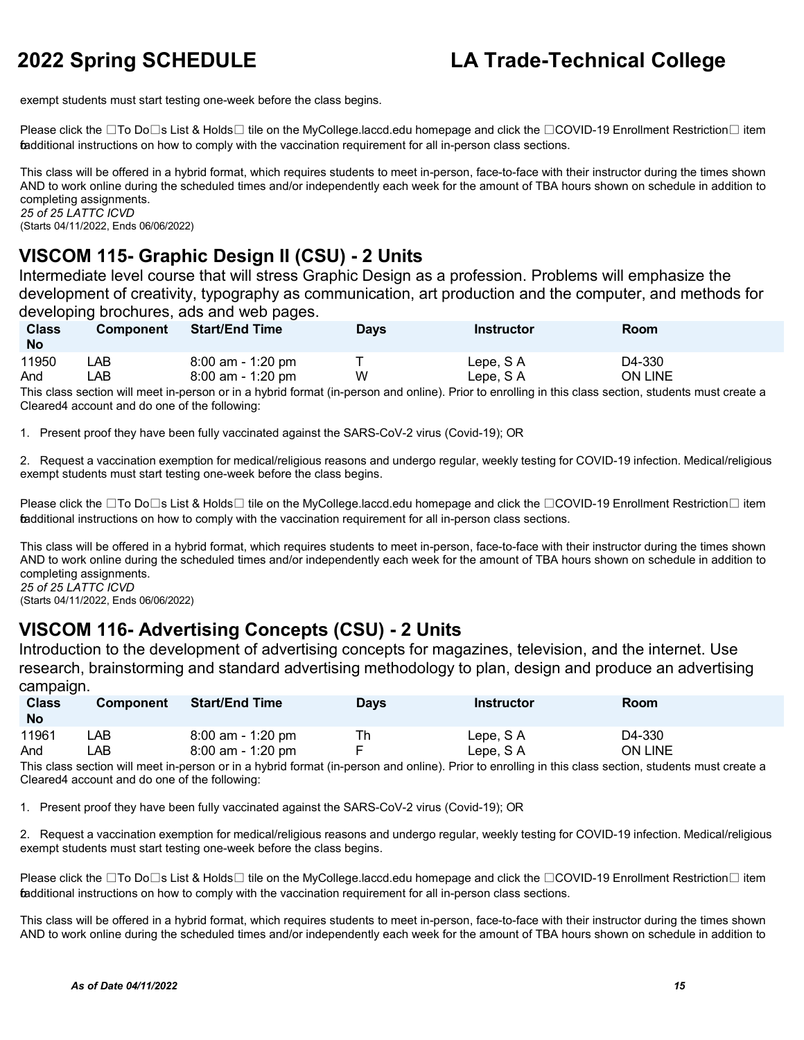exempt students must start testing one-week before the class begins.

Please click the □To Do□s List & Holds□ tile on the MyCollege.laccd.edu homepage and click the □COVID-19 Enrollment Restriction□ item for additional instructions on how to comply with the vaccination requirement for all in-person class sections.

This class will be offered in a hybrid format, which requires students to meet in-person, face-to-face with their instructor during the times shown AND to work online during the scheduled times and/or independently each week for the amount of TBA hours shown on schedule in addition to completing assignments.
*25 of 25 LATTC ICVD*
(Starts 04/11/2022, Ends 06/06/2022)

## VISCOM 115- Graphic Design II (CSU) - 2 Units

Intermediate level course that will stress Graphic Design as a profession. Problems will emphasize the development of creativity, typography as communication, art production and the computer, and methods for developing brochures, ads and web pages.

| Class No | Component | Start/End Time | Days | Instructor | Room |
|---|---|---|---|---|---|
| 11950 | LAB | 8:00 am - 1:20 pm | T | Lepe, S A | D4-330 |
| And | LAB | 8:00 am - 1:20 pm | W | Lepe, S A | ON LINE |

This class section will meet in-person or in a hybrid format (in-person and online). Prior to enrolling in this class section, students must create a Cleared4 account and do one of the following:

1. Present proof they have been fully vaccinated against the SARS-CoV-2 virus (Covid-19); OR

2. Request a vaccination exemption for medical/religious reasons and undergo regular, weekly testing for COVID-19 infection. Medical/religious exempt students must start testing one-week before the class begins.

Please click the □To Do□s List & Holds□ tile on the MyCollege.laccd.edu homepage and click the □COVID-19 Enrollment Restriction□ item for additional instructions on how to comply with the vaccination requirement for all in-person class sections.

This class will be offered in a hybrid format, which requires students to meet in-person, face-to-face with their instructor during the times shown AND to work online during the scheduled times and/or independently each week for the amount of TBA hours shown on schedule in addition to completing assignments.
*25 of 25 LATTC ICVD*
(Starts 04/11/2022, Ends 06/06/2022)

## VISCOM 116- Advertising Concepts (CSU) - 2 Units

Introduction to the development of advertising concepts for magazines, television, and the internet. Use research, brainstorming and standard advertising methodology to plan, design and produce an advertising campaign.

| Class No | Component | Start/End Time | Days | Instructor | Room |
|---|---|---|---|---|---|
| 11961 | LAB | 8:00 am - 1:20 pm | Th | Lepe, S A | D4-330 |
| And | LAB | 8:00 am - 1:20 pm | F | Lepe, S A | ON LINE |

This class section will meet in-person or in a hybrid format (in-person and online). Prior to enrolling in this class section, students must create a Cleared4 account and do one of the following:

1. Present proof they have been fully vaccinated against the SARS-CoV-2 virus (Covid-19); OR

2. Request a vaccination exemption for medical/religious reasons and undergo regular, weekly testing for COVID-19 infection. Medical/religious exempt students must start testing one-week before the class begins.

Please click the □To Do□s List & Holds□ tile on the MyCollege.laccd.edu homepage and click the □COVID-19 Enrollment Restriction□ item for additional instructions on how to comply with the vaccination requirement for all in-person class sections.

This class will be offered in a hybrid format, which requires students to meet in-person, face-to-face with their instructor during the times shown AND to work online during the scheduled times and/or independently each week for the amount of TBA hours shown on schedule in addition to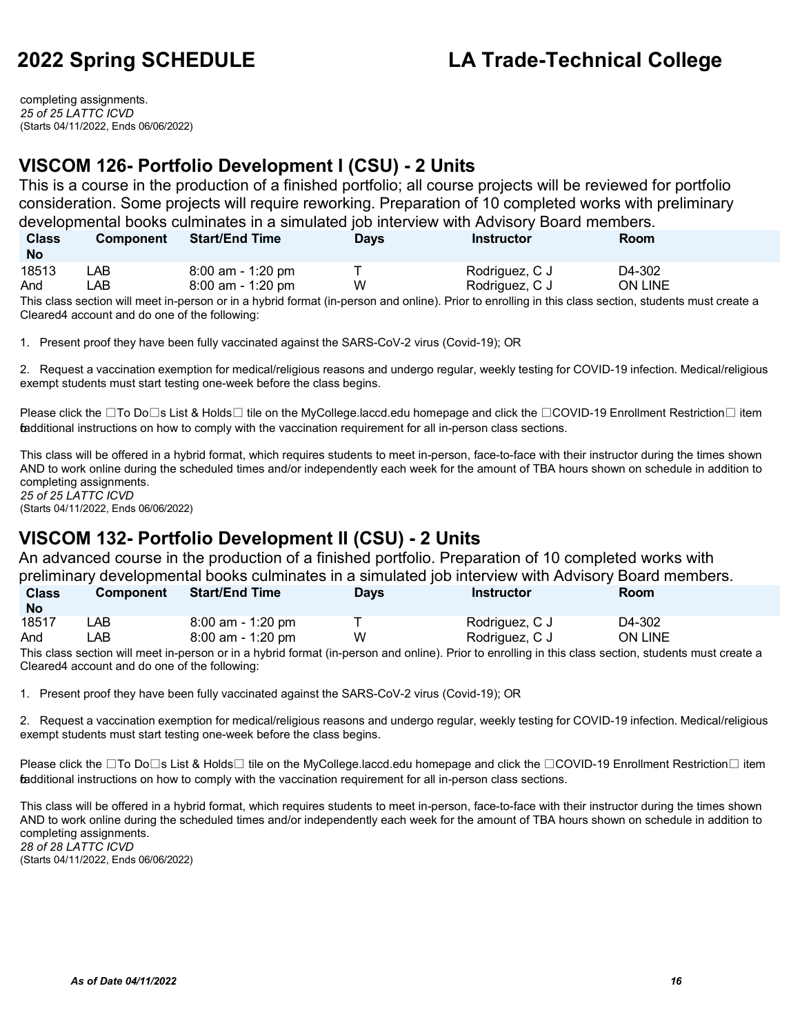completing assignments.
*25 of 25 LATTC ICVD*
(Starts 04/11/2022, Ends 06/06/2022)

## VISCOM 126- Portfolio Development I (CSU) - 2 Units

This is a course in the production of a finished portfolio; all course projects will be reviewed for portfolio consideration. Some projects will require reworking. Preparation of 10 completed works with preliminary developmental books culminates in a simulated job interview with Advisory Board members.

| Class No | Component | Start/End Time | Days | Instructor | Room |
|---|---|---|---|---|---|
| 18513 | LAB | 8:00 am - 1:20 pm | T | Rodriguez, C J | D4-302 |
| And | LAB | 8:00 am - 1:20 pm | W | Rodriguez, C J | ON LINE |

This class section will meet in-person or in a hybrid format (in-person and online). Prior to enrolling in this class section, students must create a Cleared4 account and do one of the following:

1. Present proof they have been fully vaccinated against the SARS-CoV-2 virus (Covid-19); OR

2. Request a vaccination exemption for medical/religious reasons and undergo regular, weekly testing for COVID-19 infection. Medical/religious exempt students must start testing one-week before the class begins.

Please click the To Do s List & Holds tile on the MyCollege.laccd.edu homepage and click the COVID-19 Enrollment Restriction item for additional instructions on how to comply with the vaccination requirement for all in-person class sections.

This class will be offered in a hybrid format, which requires students to meet in-person, face-to-face with their instructor during the times shown AND to work online during the scheduled times and/or independently each week for the amount of TBA hours shown on schedule in addition to completing assignments.
*25 of 25 LATTC ICVD*
(Starts 04/11/2022, Ends 06/06/2022)

## VISCOM 132- Portfolio Development II (CSU) - 2 Units

An advanced course in the production of a finished portfolio. Preparation of 10 completed works with preliminary developmental books culminates in a simulated job interview with Advisory Board members.

| Class No | Component | Start/End Time | Days | Instructor | Room |
|---|---|---|---|---|---|
| 18517 | LAB | 8:00 am - 1:20 pm | T | Rodriguez, C J | D4-302 |
| And | LAB | 8:00 am - 1:20 pm | W | Rodriguez, C J | ON LINE |

This class section will meet in-person or in a hybrid format (in-person and online). Prior to enrolling in this class section, students must create a Cleared4 account and do one of the following:

1. Present proof they have been fully vaccinated against the SARS-CoV-2 virus (Covid-19); OR

2. Request a vaccination exemption for medical/religious reasons and undergo regular, weekly testing for COVID-19 infection. Medical/religious exempt students must start testing one-week before the class begins.

Please click the To Do s List & Holds tile on the MyCollege.laccd.edu homepage and click the COVID-19 Enrollment Restriction item for additional instructions on how to comply with the vaccination requirement for all in-person class sections.

This class will be offered in a hybrid format, which requires students to meet in-person, face-to-face with their instructor during the times shown AND to work online during the scheduled times and/or independently each week for the amount of TBA hours shown on schedule in addition to completing assignments.
*28 of 28 LATTC ICVD*
(Starts 04/11/2022, Ends 06/06/2022)